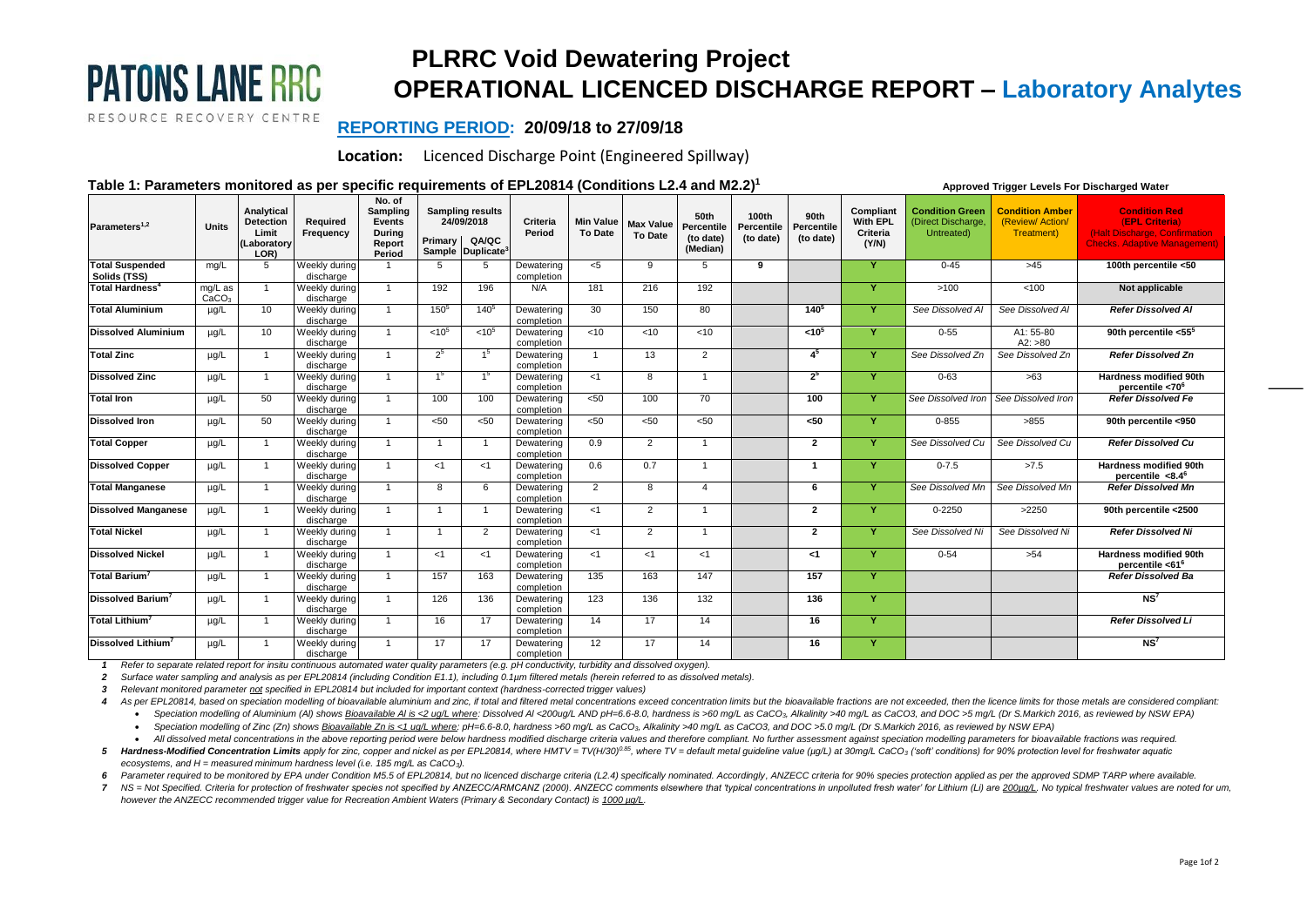PATONS LANE RRC

RESOURCE RECOVERY CENTRE

# PLRRC Void Dewatering Project

# OPERATIONAL LICENCED DISCHARGE REPORT – Laboratory Analytes

## REPORTING PERIOD: 20/09/18 to 27/09/18

**Location:** Licenced Discharge Point (Engineered Spillway)

### Table 1: Parameters monitored as per specific requirements of EPL20814 (Conditions L2.4 and M2.2)[1]

**Approved Trigger Levels For Discharged Water**

| Parameters[1,2] | Units | Analytical Detection Limit (Laboratory LOR) | Required Frequency | No. of Sampling Events During Report Period | Sampling results 24/09/2018 | | Criteria Period | Min Value To Date | Max Value To Date | 50th Percentile (to date) (Median) | 100th Percentile (to date) | 90th Percentile (to date) | Compliant With EPL Criteria (Y/N) | Condition Green (Direct Discharge, Untreated) | Condition Amber (Review/ Action/ Treatment) | Condition Red (EPL Criteria) (Halt Discharge, Confirmation Checks, Adaptive Management) |
|---|---|---|---|---|---|---|---|---|---|---|---|---|---|---|---|---|
| | | | | | Primary Sample | QA/QC Duplicate[3] | | | | | | | | | | |
| **Total Suspended Solids (TSS)** | mg/L | 5 | Weekly during discharge | 1 | 5 | 5 | Dewatering completion | <5 | 9 | 5 | **9** | | Y | 0-45 | >45 | **100th percentile <50** |
| **Total Hardness[4]** | mg/L as $CaCO_3$ | 1 | Weekly during discharge | 1 | 192 | 196 | N/A | 181 | 216 | 192 | | | Y | >100 | <100 | **Not applicable** |
| **Total Aluminium** | µg/L | 10 | Weekly during discharge | 1 | 150[5] | 140[5] | Dewatering completion | 30 | 150 | 80 | | **140[5]** | Y | *See Dissolved Al* | *See Dissolved Al* | ***Refer Dissolved Al*** |
| **Dissolved Aluminium** | µg/L | 10 | Weekly during discharge | 1 | <10[5] | <10[5] | Dewatering completion | <10 | <10 | <10 | | **<10[5]** | Y | 0-55 | A1: 55-80 A2: >80 | **90th percentile <55[5]** |
| **Total Zinc** | µg/L | 1 | Weekly during discharge | 1 | 2[5] | 1[5] | Dewatering completion | 1 | 13 | 2 | | **4[5]** | Y | *See Dissolved Zn* | *See Dissolved Zn* | ***Refer Dissolved Zn*** |
| **Dissolved Zinc** | µg/L | 1 | Weekly during discharge | 1 | 1[5] | 1[5] | Dewatering completion | <1 | 8 | 1 | | **2[5]** | Y | 0-63 | >63 | **Hardness modified 90th percentile <70[6]** |
| **Total Iron** | µg/L | 50 | Weekly during discharge | 1 | 100 | 100 | Dewatering completion | <50 | 100 | 70 | | **100** | Y | *See Dissolved Iron* | *See Dissolved Iron* | ***Refer Dissolved Fe*** |
| **Dissolved Iron** | µg/L | 50 | Weekly during discharge | 1 | <50 | <50 | Dewatering completion | <50 | <50 | <50 | | **<50** | Y | 0-855 | >855 | **90th percentile <950** |
| **Total Copper** | µg/L | 1 | Weekly during discharge | 1 | 1 | 1 | Dewatering completion | 0.9 | 2 | 1 | | **2** | Y | *See Dissolved Cu* | *See Dissolved Cu* | ***Refer Dissolved Cu*** |
| **Dissolved Copper** | µg/L | 1 | Weekly during discharge | 1 | <1 | <1 | Dewatering completion | 0.6 | 0.7 | 1 | | **1** | Y | 0-7.5 | >7.5 | **Hardness modified 90th percentile <8.4[6]** |
| **Total Manganese** | µg/L | 1 | Weekly during discharge | 1 | 8 | 6 | Dewatering completion | 2 | 8 | 4 | | **6** | Y | *See Dissolved Mn* | *See Dissolved Mn* | ***Refer Dissolved Mn*** |
| **Dissolved Manganese** | µg/L | 1 | Weekly during discharge | 1 | 1 | 1 | Dewatering completion | <1 | 2 | 1 | | **2** | Y | 0-2250 | >2250 | **90th percentile <2500** |
| **Total Nickel** | µg/L | 1 | Weekly during discharge | 1 | 1 | 2 | Dewatering completion | <1 | 2 | 1 | | **2** | Y | *See Dissolved Ni* | *See Dissolved Ni* | ***Refer Dissolved Ni*** |
| **Dissolved Nickel** | µg/L | 1 | Weekly during discharge | 1 | <1 | <1 | Dewatering completion | <1 | <1 | <1 | | **<1** | Y | 0-54 | >54 | **Hardness modified 90th percentile <61[6]** |
| **Total Barium[7]** | µg/L | 1 | Weekly during discharge | 1 | 157 | 163 | Dewatering completion | 135 | 163 | 147 | | **157** | Y | | | ***Refer Dissolved Ba*** |
| **Dissolved Barium[7]** | µg/L | 1 | Weekly during discharge | 1 | 126 | 136 | Dewatering completion | 123 | 136 | 132 | | **136** | Y | | | **NS[7]** |
| **Total Lithium[7]** | µg/L | 1 | Weekly during discharge | 1 | 16 | 17 | Dewatering completion | 14 | 17 | 14 | | **16** | Y | | | ***Refer Dissolved Li*** |
| **Dissolved Lithium[7]** | µg/L | 1 | Weekly during discharge | 1 | 17 | 17 | Dewatering completion | 12 | 17 | 14 | | **16** | Y | | | **NS[7]** |

*1 Refer to separate related report for insitu continuous automated water quality parameters (e.g. pH conductivity, turbidity and dissolved oxygen).*

*2 Surface water sampling and analysis as per EPL20814 (including Condition E1.1), including 0.1µm filtered metals (herein referred to as dissolved metals).*

*3 Relevant monitored parameter not specified in EPL20814 but included for important context (hardness-corrected trigger values)*

*4 As per EPL20814, based on speciation modelling of bioavailable aluminium and zinc, if total and filtered metal concentrations exceed concentration limits but the bioavailable fractions are not exceeded, then the licence limits for those metals are considered compliant:*

- *Speciation modelling of Aluminium (Al) shows Bioavailable Al is <2 ug/L where: Dissolved Al <200ug/L AND pH=6.6-8.0, hardness is >60 mg/L as $CaCO_3$, Alkalinity >40 mg/L as CaCO3, and DOC >5 mg/L (Dr S.Markich 2016, as reviewed by NSW EPA)*
- *Speciation modelling of Zinc (Zn) shows Bioavailable Zn is <1 ug/L where: pH=6.6-8.0, hardness >60 mg/L as $CaCO_3$, Alkalinity >40 mg/L as CaCO3, and DOC >5.0 mg/L (Dr S.Markich 2016, as reviewed by NSW EPA)*
- *All dissolved metal concentrations in the above reporting period were below hardness modified discharge criteria values and therefore compliant. No further assessment against speciation modelling parameters for bioavailable fractions was required.*

*5 **Hardness-Modified Concentration Limits** apply for zinc, copper and nickel as per EPL20814, where $HMTV = TV(H/30)^{0.85}$, where TV = default metal guideline value (µg/L) at 30mg/L $CaCO_3$ ('soft' conditions) for 90% protection level for freshwater aquatic ecosystems, and H = measured minimum hardness level (i.e. 185 mg/L $CaCO_3$).*

*6 Parameter required to be monitored by EPA under Condition M5.5 of EPL20814, but no licenced discharge criteria (L2.4) specifically nominated. Accordingly, ANZECC criteria for 90% species protection applied as per the approved SDMP TARP where available.*

*7 NS = Not Specified. Criteria for protection of freshwater species not specified by ANZECC/ARMCANZ (2000). ANZECC comments elsewhere that 'typical concentrations in unpolluted fresh water' for Lithium (Li) are 200µg/L. No typical freshwater values are noted for um, however the ANZECC recommended trigger value for Recreation Ambient Waters (Primary & Secondary Contact) is 1000 µg/L.*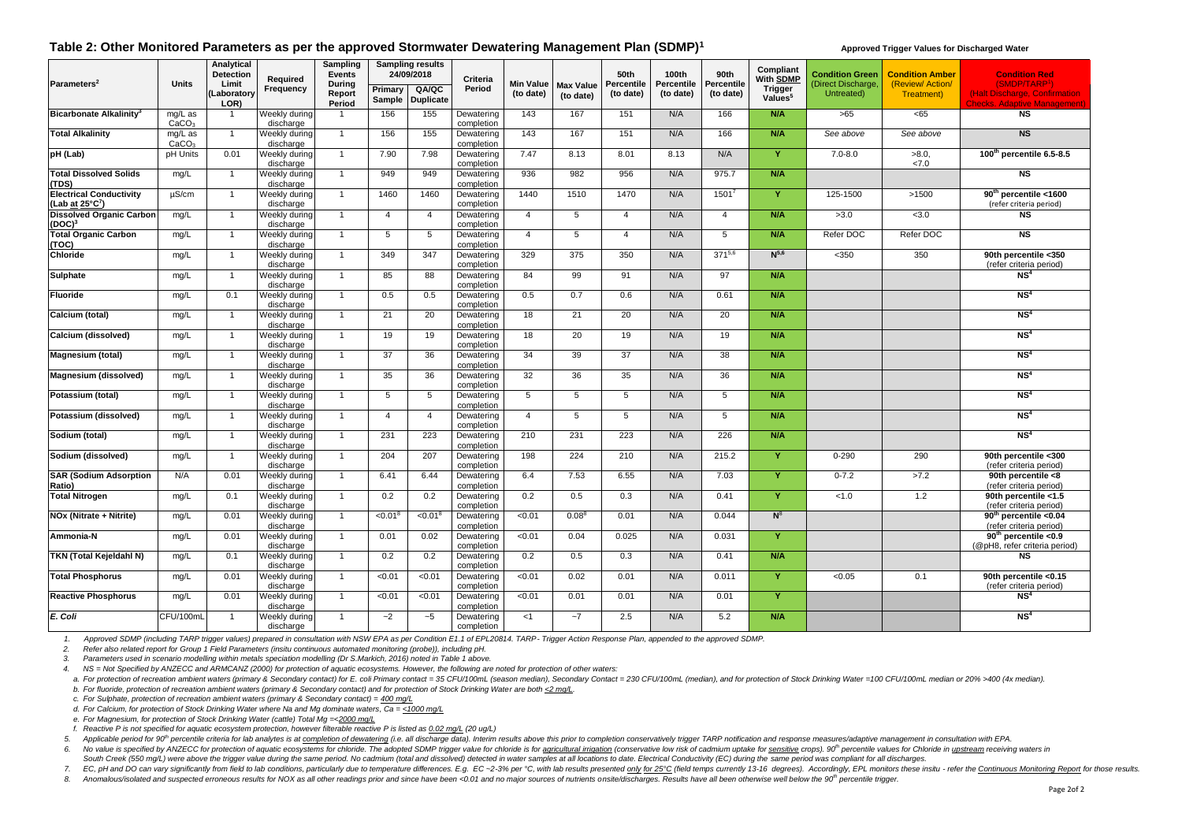## Table 2: Other Monitored Parameters as per the approved Stormwater Dewatering Management Plan (SDMP)[1]

**Approved Trigger Values for Discharged Water**

| Parameters[2] | Units | Analytical Detection Limit (Laboratory LOR) | Required Frequency | Sampling Events During Report Period | Sampling results 24/09/2018 | | Criteria Period | Min Value (to date) | Max Value (to date) | 50th Percentile (to date) | 100th Percentile (to date) | 90th Percentile (to date) | Compliant With SDMP Trigger Values[5] | Condition Green (Direct Discharge, Untreated) | Condition Amber (Review/ Action/ Treatment) | Condition Red (SMDP/TARP[1]) (Halt Discharge, Confirmation Checks, Adaptive Management) |
|---|---|---|---|---|---|---|---|---|---|---|---|---|---|---|---|---|
| | | | | | Primary Sample | QA/QC Duplicate | | | | | | | | | | |
| **Bicarbonate Alkalinity[3]** | mg/L as $CaCO_3$ | 1 | Weekly during discharge | 1 | 156 | 155 | Dewatering completion | 143 | 167 | 151 | N/A | 166 | **N/A** | >65 | <65 | **NS** |
| **Total Alkalinity** | mg/L as $CaCO_3$ | 1 | Weekly during discharge | 1 | 156 | 155 | Dewatering completion | 143 | 167 | 151 | N/A | 166 | **N/A** | *See above* | *See above* | **NS** |
| **pH (Lab)** | pH Units | 0.01 | Weekly during discharge | 1 | 7.90 | 7.98 | Dewatering completion | 7.47 | 8.13 | 8.01 | 8.13 | N/A | **Y** | 7.0-8.0 | >8.0, <7.0 | **100th percentile 6.5-8.5** |
| **Total Dissolved Solids (TDS)** | mg/L | 1 | Weekly during discharge | 1 | 949 | 949 | Dewatering completion | 936 | 982 | 956 | N/A | 975.7 | **N/A** | | | |
| **Electrical Conductivity (Lab at 25°C[7])** | µS/cm | 1 | Weekly during discharge | 1 | 1460 | 1460 | Dewatering completion | 1440 | 1510 | 1470 | N/A | 1501[7] | **Y** | 125-1500 | >1500 | **90th percentile <1600** (refer criteria period) |
| **Dissolved Organic Carbon (DOC)[3]** | mg/L | 1 | Weekly during discharge | 1 | 4 | 4 | Dewatering completion | 4 | 5 | 4 | N/A | 4 | **N/A** | >3.0 | <3.0 | **NS** |
| **Total Organic Carbon (TOC)** | mg/L | 1 | Weekly during discharge | 1 | 5 | 5 | Dewatering completion | 4 | 5 | 4 | N/A | 5 | **N/A** | Refer DOC | Refer DOC | **NS** |
| **Chloride** | mg/L | 1 | Weekly during discharge | 1 | 349 | 347 | Dewatering completion | 329 | 375 | 350 | N/A | 371[5,6] | **N[5,6]** | <350 | 350 | **90th percentile <350** (refer criteria period) |
| **Sulphate** | mg/L | 1 | Weekly during discharge | 1 | 85 | 88 | Dewatering completion | 84 | 99 | 91 | N/A | 97 | **N/A** | | | **NS[4]** |
| **Fluoride** | mg/L | 0.1 | Weekly during discharge | 1 | 0.5 | 0.5 | Dewatering completion | 0.5 | 0.7 | 0.6 | N/A | 0.61 | **N/A** | | | **NS[4]** |
| **Calcium (total)** | mg/L | 1 | Weekly during discharge | 1 | 21 | 20 | Dewatering completion | 18 | 21 | 20 | N/A | 20 | **N/A** | | | **NS[4]** |
| **Calcium (dissolved)** | mg/L | 1 | Weekly during discharge | 1 | 19 | 19 | Dewatering completion | 18 | 20 | 19 | N/A | 19 | **N/A** | | | **NS[4]** |
| **Magnesium (total)** | mg/L | 1 | Weekly during discharge | 1 | 37 | 36 | Dewatering completion | 34 | 39 | 37 | N/A | 38 | **N/A** | | | **NS[4]** |
| **Magnesium (dissolved)** | mg/L | 1 | Weekly during discharge | 1 | 35 | 36 | Dewatering completion | 32 | 36 | 35 | N/A | 36 | **N/A** | | | **NS[4]** |
| **Potassium (total)** | mg/L | 1 | Weekly during discharge | 1 | 5 | 5 | Dewatering completion | 5 | 5 | 5 | N/A | 5 | **N/A** | | | **NS[4]** |
| **Potassium (dissolved)** | mg/L | 1 | Weekly during discharge | 1 | 4 | 4 | Dewatering completion | 4 | 5 | 5 | N/A | 5 | **N/A** | | | **NS[4]** |
| **Sodium (total)** | mg/L | 1 | Weekly during discharge | 1 | 231 | 223 | Dewatering completion | 210 | 231 | 223 | N/A | 226 | **N/A** | | | **NS[4]** |
| **Sodium (dissolved)** | mg/L | 1 | Weekly during discharge | 1 | 204 | 207 | Dewatering completion | 198 | 224 | 210 | N/A | 215.2 | **Y** | 0-290 | 290 | **90th percentile <300** (refer criteria period) |
| **SAR (Sodium Adsorption Ratio)** | N/A | 0.01 | Weekly during discharge | 1 | 6.41 | 6.44 | Dewatering completion | 6.4 | 7.53 | 6.55 | N/A | 7.03 | **Y** | 0-7.2 | >7.2 | **90th percentile <8** (refer criteria period) |
| **Total Nitrogen** | mg/L | 0.1 | Weekly during discharge | 1 | 0.2 | 0.2 | Dewatering completion | 0.2 | 0.5 | 0.3 | N/A | 0.41 | **Y** | <1.0 | 1.2 | **90th percentile <1.5** (refer criteria period) |
| **NOx (Nitrate + Nitrite)** | mg/L | 0.01 | Weekly during discharge | 1 | <0.01[8] | <0.01[8] | Dewatering completion | <0.01 | 0.08[8] | 0.01 | N/A | 0.044 | **N[8]** | | | **90th percentile <0.04** (refer criteria period) |
| **Ammonia-N** | mg/L | 0.01 | Weekly during discharge | 1 | 0.01 | 0.02 | Dewatering completion | <0.01 | 0.04 | 0.025 | N/A | 0.031 | **Y** | | | **90th percentile <0.9** (@pH8, refer criteria period) |
| **TKN (Total Kejeldahl N)** | mg/L | 0.1 | Weekly during discharge | 1 | 0.2 | 0.2 | Dewatering completion | 0.2 | 0.5 | 0.3 | N/A | 0.41 | **N/A** | | | **NS** |
| **Total Phosphorus** | mg/L | 0.01 | Weekly during discharge | 1 | <0.01 | <0.01 | Dewatering completion | <0.01 | 0.02 | 0.01 | N/A | 0.011 | **Y** | <0.05 | 0.1 | **90th percentile <0.15** (refer criteria period) |
| **Reactive Phosphorus** | mg/L | 0.01 | Weekly during discharge | 1 | <0.01 | <0.01 | Dewatering completion | <0.01 | 0.01 | 0.01 | N/A | 0.01 | **Y** | | | **NS[4]** |
| ***E. Coli*** | CFU/100mL | 1 | Weekly during discharge | 1 | ~2 | ~5 | Dewatering completion | <1 | ~7 | 2.5 | N/A | 5.2 | **N/A** | | | **NS[4]** |

1. *Approved SDMP (including TARP trigger values) prepared in consultation with NSW EPA as per Condition E1.1 of EPL20814. TARP- Trigger Action Response Plan, appended to the approved SDMP.*
2. *Refer also related report for Group 1 Field Parameters (insitu continuous automated monitoring (probe)), including pH.*
3. *Parameters used in scenario modelling within metals speciation modelling (Dr S.Markich, 2016) noted in Table 1 above.*
4. *NS = Not Specified by ANZECC and ARMCANZ (2000) for protection of aquatic ecosystems. However, the following are noted for protection of other waters:*
   - *a. For protection of recreation ambient waters (primary & Secondary contact) for E. coli Primary contact = 35 CFU/100mL (season median), Secondary Contact = 230 CFU/100mL (median), and for protection of Stock Drinking Water =100 CFU/100mL median or 20% >400 (4x median).*
   - *b. For fluoride, protection of recreation ambient waters (primary & Secondary contact) and for protection of Stock Drinking Water are both <2 mg/L.*
   - *c. For Sulphate, protection of recreation ambient waters (primary & Secondary contact) = 400 mg/L*
   - *d. For Calcium, for protection of Stock Drinking Water where Na and Mg dominate waters, Ca = <1000 mg/L*
   - *e. For Magnesium, for protection of Stock Drinking Water (cattle) Total Mg =<2000 mg/L*
   - *f. Reactive P is not specified for aquatic ecosystem protection, however filterable reactive P is listed as 0.02 mg/L (20 ug/L)*
5. *Applicable period for 90th percentile criteria for lab analytes is at completion of dewatering (i.e. all discharge data). Interim results above this prior to completion conservatively trigger TARP notification and response measures/adaptive management in consultation with EPA.*
6. *No value is specified by ANZECC for protection of aquatic ecosystems for chloride. The adopted SDMP trigger value for chloride is for agricultural irrigation (conservative low risk of cadmium uptake for sensitive crops). 90th percentile values for Chloride in upstream receiving waters in South Creek (550 mg/L) were above the trigger value during the same period. No cadmium (total and dissolved) detected in water samples at all locations to date. Electrical Conductivity (EC) during the same period was compliant for all discharges.*
7. *EC, pH and DO can vary significantly from field to lab conditions, particularly due to temperature differences. E.g. EC ~2-3% per °C, with lab results presented only for 25°C (field temps currently 13-16 degrees). Accordingly, EPL monitors these insitu - refer the Continuous Monitoring Report for those results.*
8. *Anomalous/isolated and suspected erroneous results for NOX as all other readings prior and since have been <0.01 and no major sources of nutrients onsite/discharges. Results have all been otherwise well below the 90th percentile trigger.*